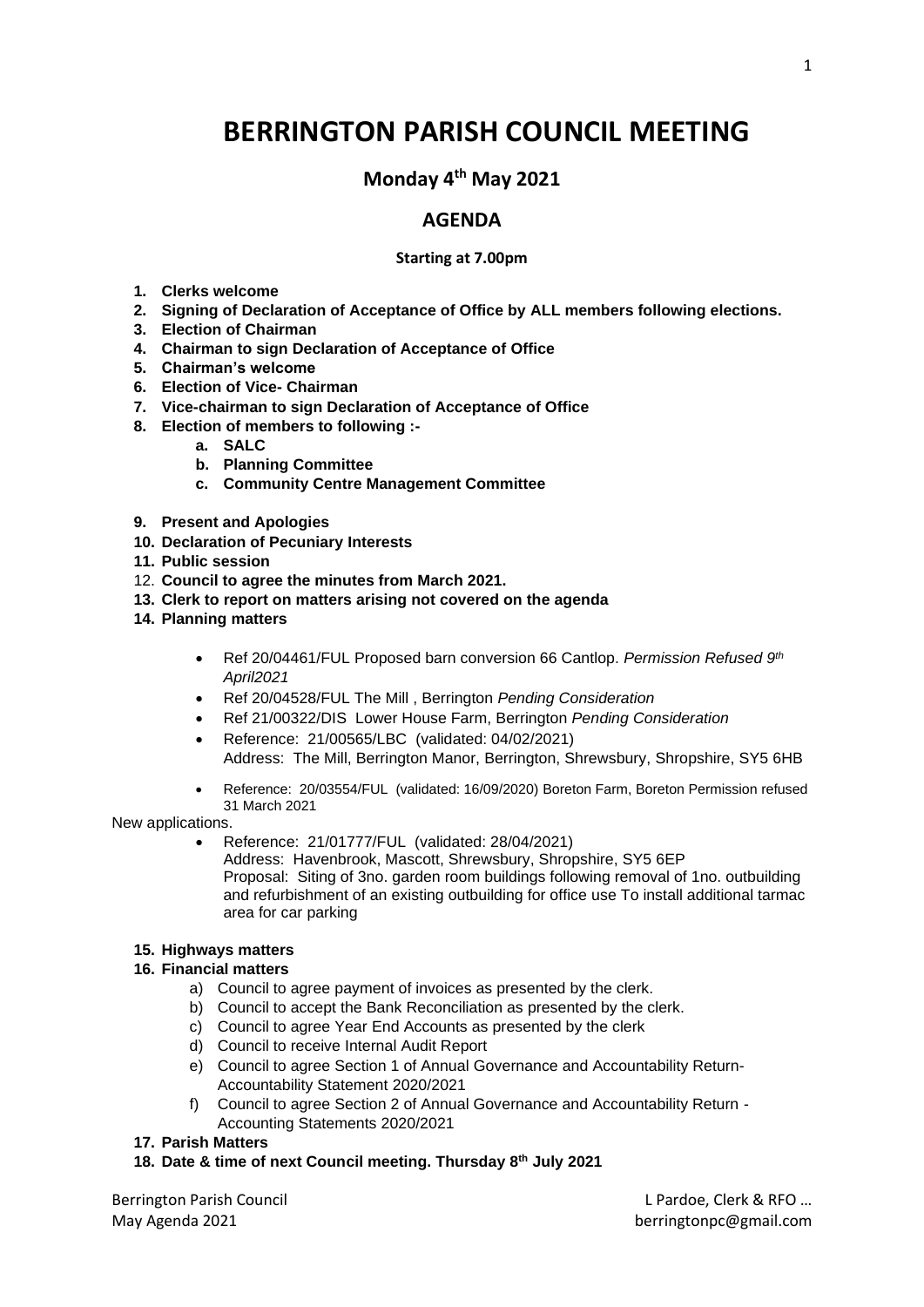# BERRINGTON PARISH COUNCIL MEETING

## Monday 4th May 2021

## AGENDA

**Starting at 7.00pm**

1. **Clerks welcome**
2. **Signing of Declaration of Acceptance of Office by ALL members following elections.**
3. **Election of Chairman**
4. **Chairman to sign Declaration of Acceptance of Office**
5. **Chairman's welcome**
6. **Election of Vice- Chairman**
7. **Vice-chairman to sign Declaration of Acceptance of Office**
8. **Election of members to following :-**
   a. **SALC**
   b. **Planning Committee**
   c. **Community Centre Management Committee**
9. **Present and Apologies**
10. **Declaration of Pecuniary Interests**
11. **Public session**
12. **Council to agree the minutes from March 2021.**
13. **Clerk to report on matters arising not covered on the agenda**
14. **Planning matters**
    - Ref 20/04461/FUL Proposed barn conversion 66 Cantlop. *Permission Refused 9th April2021*
    - Ref 20/04528/FUL The Mill , Berrington *Pending Consideration*
    - Ref 21/00322/DIS Lower House Farm, Berrington *Pending Consideration*
    - Reference: 21/00565/LBC (validated: 04/02/2021)
      Address: The Mill, Berrington Manor, Berrington, Shrewsbury, Shropshire, SY5 6HB
    - Reference: 20/03554/FUL (validated: 16/09/2020) Boreton Farm, Boreton Permission refused 31 March 2021

New applications.

- Reference: 21/01777/FUL (validated: 28/04/2021)
  Address: Havenbrook, Mascott, Shrewsbury, Shropshire, SY5 6EP
  Proposal: Siting of 3no. garden room buildings following removal of 1no. outbuilding and refurbishment of an existing outbuilding for office use To install additional tarmac area for car parking

15. **Highways matters**
16. **Financial matters**
    a) Council to agree payment of invoices as presented by the clerk.
    b) Council to accept the Bank Reconciliation as presented by the clerk.
    c) Council to agree Year End Accounts as presented by the clerk
    d) Council to receive Internal Audit Report
    e) Council to agree Section 1 of Annual Governance and Accountability Return- Accountability Statement 2020/2021
    f) Council to agree Section 2 of Annual Governance and Accountability Return - Accounting Statements 2020/2021
17. **Parish Matters**
18. **Date & time of next Council meeting. Thursday 8th July 2021**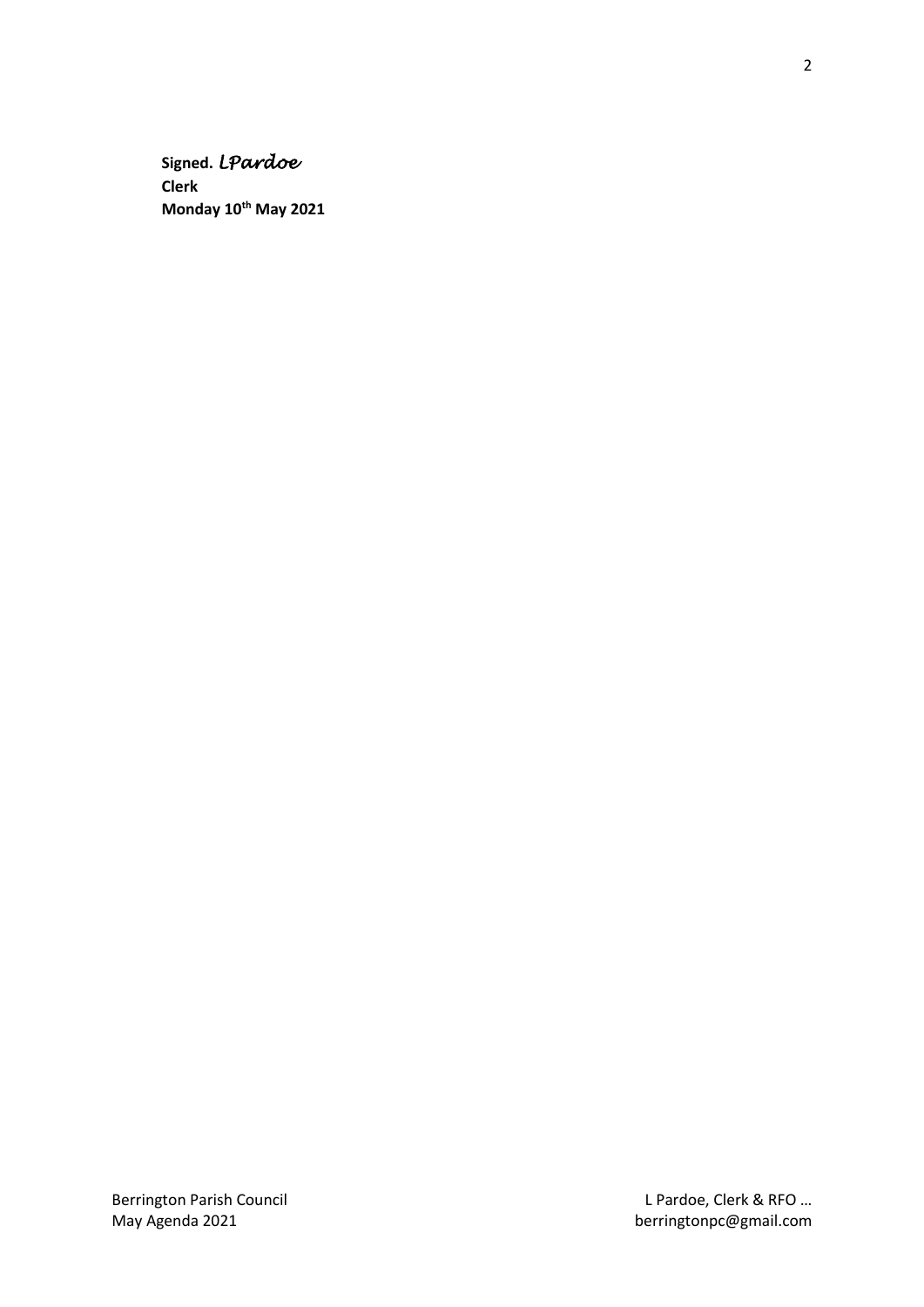**Signed.** *LPardoe*
**Clerk**
**Monday 10th May 2021**